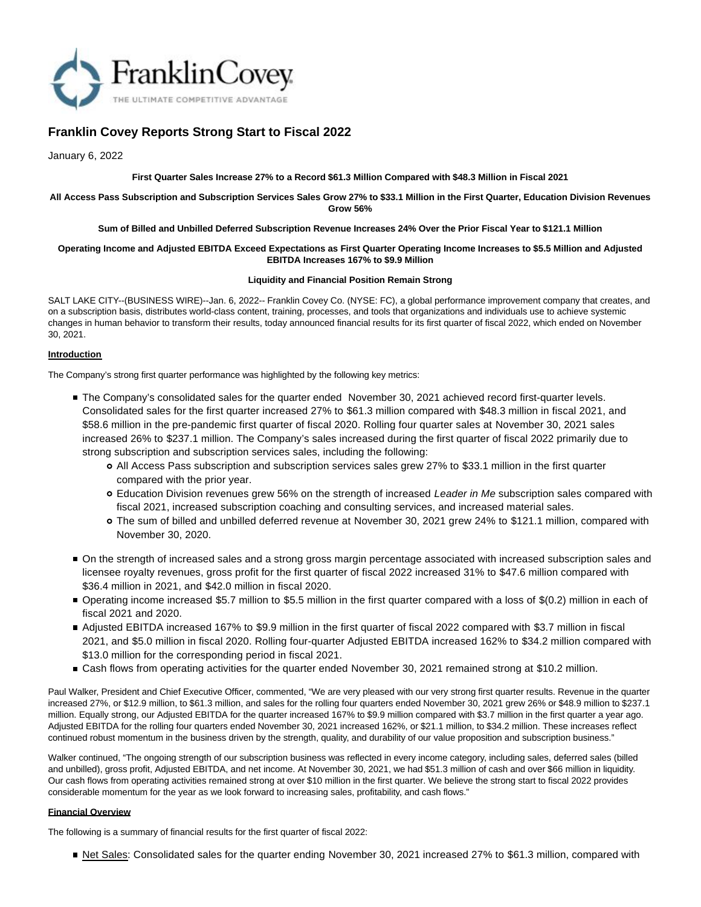# Franklin Covey Reports Strong Start to Fiscal 2022

January 6, 2022

**First Quarter Sales Increase 27% to a Record $61.3 Million Compared with $48.3 Million in Fiscal 2021**

**All Access Pass Subscription and Subscription Services Sales Grow 27% to $33.1 Million in the First Quarter, Education Division Revenues Grow 56%**

**Sum of Billed and Unbilled Deferred Subscription Revenue Increases 24% Over the Prior Fiscal Year to $121.1 Million**

**Operating Income and Adjusted EBITDA Exceed Expectations as First Quarter Operating Income Increases to $5.5 Million and Adjusted EBITDA Increases 167% to $9.9 Million**

**Liquidity and Financial Position Remain Strong**

SALT LAKE CITY--(BUSINESS WIRE)--Jan. 6, 2022-- Franklin Covey Co. (NYSE: FC), a global performance improvement company that creates, and on a subscription basis, distributes world-class content, training, processes, and tools that organizations and individuals use to achieve systemic changes in human behavior to transform their results, today announced financial results for its first quarter of fiscal 2022, which ended on November 30, 2021.

## Introduction

The Company's strong first quarter performance was highlighted by the following key metrics:

- The Company's consolidated sales for the quarter ended November 30, 2021 achieved record first-quarter levels. Consolidated sales for the first quarter increased 27% to $61.3 million compared with $48.3 million in fiscal 2021, and $58.6 million in the pre-pandemic first quarter of fiscal 2020. Rolling four quarter sales at November 30, 2021 sales increased 26% to $237.1 million. The Company's sales increased during the first quarter of fiscal 2022 primarily due to strong subscription and subscription services sales, including the following:
  - All Access Pass subscription and subscription services sales grew 27% to $33.1 million in the first quarter compared with the prior year.
  - Education Division revenues grew 56% on the strength of increased *Leader in Me* subscription sales compared with fiscal 2021, increased subscription coaching and consulting services, and increased material sales.
  - The sum of billed and unbilled deferred revenue at November 30, 2021 grew 24% to $121.1 million, compared with November 30, 2020.
- On the strength of increased sales and a strong gross margin percentage associated with increased subscription sales and licensee royalty revenues, gross profit for the first quarter of fiscal 2022 increased 31% to $47.6 million compared with $36.4 million in 2021, and $42.0 million in fiscal 2020.
- Operating income increased $5.7 million to $5.5 million in the first quarter compared with a loss of $(0.2) million in each of fiscal 2021 and 2020.
- Adjusted EBITDA increased 167% to $9.9 million in the first quarter of fiscal 2022 compared with $3.7 million in fiscal 2021, and $5.0 million in fiscal 2020. Rolling four-quarter Adjusted EBITDA increased 162% to $34.2 million compared with $13.0 million for the corresponding period in fiscal 2021.
- Cash flows from operating activities for the quarter ended November 30, 2021 remained strong at $10.2 million.

Paul Walker, President and Chief Executive Officer, commented, "We are very pleased with our very strong first quarter results. Revenue in the quarter increased 27%, or $12.9 million, to $61.3 million, and sales for the rolling four quarters ended November 30, 2021 grew 26% or $48.9 million to $237.1 million. Equally strong, our Adjusted EBITDA for the quarter increased 167% to $9.9 million compared with $3.7 million in the first quarter a year ago. Adjusted EBITDA for the rolling four quarters ended November 30, 2021 increased 162%, or $21.1 million, to $34.2 million. These increases reflect continued robust momentum in the business driven by the strength, quality, and durability of our value proposition and subscription business."

Walker continued, "The ongoing strength of our subscription business was reflected in every income category, including sales, deferred sales (billed and unbilled), gross profit, Adjusted EBITDA, and net income. At November 30, 2021, we had $51.3 million of cash and over $66 million in liquidity. Our cash flows from operating activities remained strong at over $10 million in the first quarter. We believe the strong start to fiscal 2022 provides considerable momentum for the year as we look forward to increasing sales, profitability, and cash flows."

## Financial Overview

The following is a summary of financial results for the first quarter of fiscal 2022:

- Net Sales: Consolidated sales for the quarter ending November 30, 2021 increased 27% to $61.3 million, compared with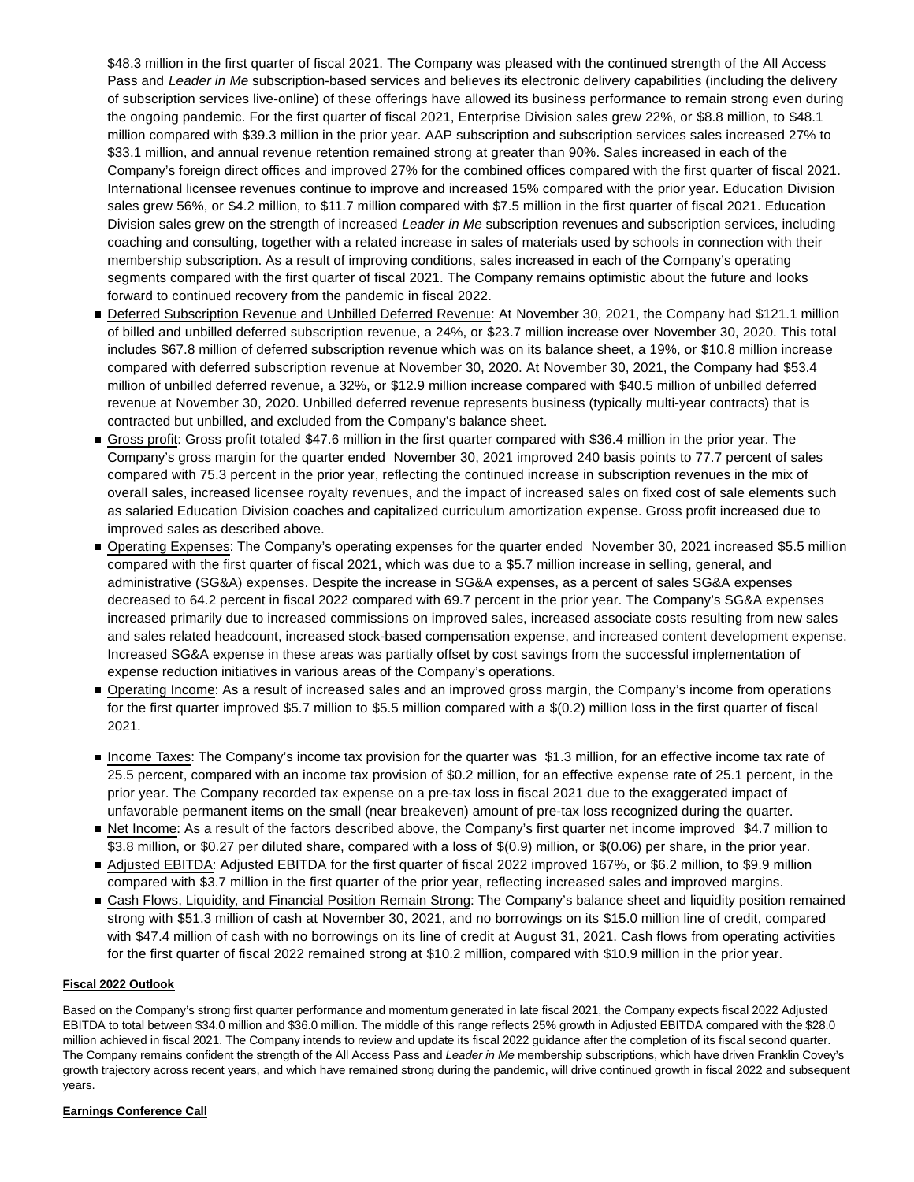$48.3 million in the first quarter of fiscal 2021. The Company was pleased with the continued strength of the All Access Pass and *Leader in Me* subscription-based services and believes its electronic delivery capabilities (including the delivery of subscription services live-online) of these offerings have allowed its business performance to remain strong even during the ongoing pandemic. For the first quarter of fiscal 2021, Enterprise Division sales grew 22%, or $8.8 million, to $48.1 million compared with $39.3 million in the prior year. AAP subscription and subscription services sales increased 27% to $33.1 million, and annual revenue retention remained strong at greater than 90%. Sales increased in each of the Company's foreign direct offices and improved 27% for the combined offices compared with the first quarter of fiscal 2021. International licensee revenues continue to improve and increased 15% compared with the prior year. Education Division sales grew 56%, or $4.2 million, to $11.7 million compared with $7.5 million in the first quarter of fiscal 2021. Education Division sales grew on the strength of increased *Leader in Me* subscription revenues and subscription services, including coaching and consulting, together with a related increase in sales of materials used by schools in connection with their membership subscription. As a result of improving conditions, sales increased in each of the Company's operating segments compared with the first quarter of fiscal 2021. The Company remains optimistic about the future and looks forward to continued recovery from the pandemic in fiscal 2022.

- Deferred Subscription Revenue and Unbilled Deferred Revenue: At November 30, 2021, the Company had $121.1 million of billed and unbilled deferred subscription revenue, a 24%, or $23.7 million increase over November 30, 2020. This total includes $67.8 million of deferred subscription revenue which was on its balance sheet, a 19%, or $10.8 million increase compared with deferred subscription revenue at November 30, 2020. At November 30, 2021, the Company had $53.4 million of unbilled deferred revenue, a 32%, or $12.9 million increase compared with $40.5 million of unbilled deferred revenue at November 30, 2020. Unbilled deferred revenue represents business (typically multi-year contracts) that is contracted but unbilled, and excluded from the Company's balance sheet.
- Gross profit: Gross profit totaled $47.6 million in the first quarter compared with $36.4 million in the prior year. The Company's gross margin for the quarter ended November 30, 2021 improved 240 basis points to 77.7 percent of sales compared with 75.3 percent in the prior year, reflecting the continued increase in subscription revenues in the mix of overall sales, increased licensee royalty revenues, and the impact of increased sales on fixed cost of sale elements such as salaried Education Division coaches and capitalized curriculum amortization expense. Gross profit increased due to improved sales as described above.
- Operating Expenses: The Company's operating expenses for the quarter ended November 30, 2021 increased $5.5 million compared with the first quarter of fiscal 2021, which was due to a $5.7 million increase in selling, general, and administrative (SG&A) expenses. Despite the increase in SG&A expenses, as a percent of sales SG&A expenses decreased to 64.2 percent in fiscal 2022 compared with 69.7 percent in the prior year. The Company's SG&A expenses increased primarily due to increased commissions on improved sales, increased associate costs resulting from new sales and sales related headcount, increased stock-based compensation expense, and increased content development expense. Increased SG&A expense in these areas was partially offset by cost savings from the successful implementation of expense reduction initiatives in various areas of the Company's operations.
- Operating Income: As a result of increased sales and an improved gross margin, the Company's income from operations for the first quarter improved $5.7 million to $5.5 million compared with a $(0.2) million loss in the first quarter of fiscal 2021.
- Income Taxes: The Company's income tax provision for the quarter was $1.3 million, for an effective income tax rate of 25.5 percent, compared with an income tax provision of $0.2 million, for an effective expense rate of 25.1 percent, in the prior year. The Company recorded tax expense on a pre-tax loss in fiscal 2021 due to the exaggerated impact of unfavorable permanent items on the small (near breakeven) amount of pre-tax loss recognized during the quarter.
- Net Income: As a result of the factors described above, the Company's first quarter net income improved $4.7 million to $3.8 million, or $0.27 per diluted share, compared with a loss of $(0.9) million, or $(0.06) per share, in the prior year.
- Adjusted EBITDA: Adjusted EBITDA for the first quarter of fiscal 2022 improved 167%, or $6.2 million, to $9.9 million compared with $3.7 million in the first quarter of the prior year, reflecting increased sales and improved margins.
- Cash Flows, Liquidity, and Financial Position Remain Strong: The Company's balance sheet and liquidity position remained strong with $51.3 million of cash at November 30, 2021, and no borrowings on its $15.0 million line of credit, compared with $47.4 million of cash with no borrowings on its line of credit at August 31, 2021. Cash flows from operating activities for the first quarter of fiscal 2022 remained strong at $10.2 million, compared with $10.9 million in the prior year.

**Fiscal 2022 Outlook**

Based on the Company's strong first quarter performance and momentum generated in late fiscal 2021, the Company expects fiscal 2022 Adjusted EBITDA to total between $34.0 million and $36.0 million. The middle of this range reflects 25% growth in Adjusted EBITDA compared with the $28.0 million achieved in fiscal 2021. The Company intends to review and update its fiscal 2022 guidance after the completion of its fiscal second quarter. The Company remains confident the strength of the All Access Pass and *Leader in Me* membership subscriptions, which have driven Franklin Covey's growth trajectory across recent years, and which have remained strong during the pandemic, will drive continued growth in fiscal 2022 and subsequent years.

**Earnings Conference Call**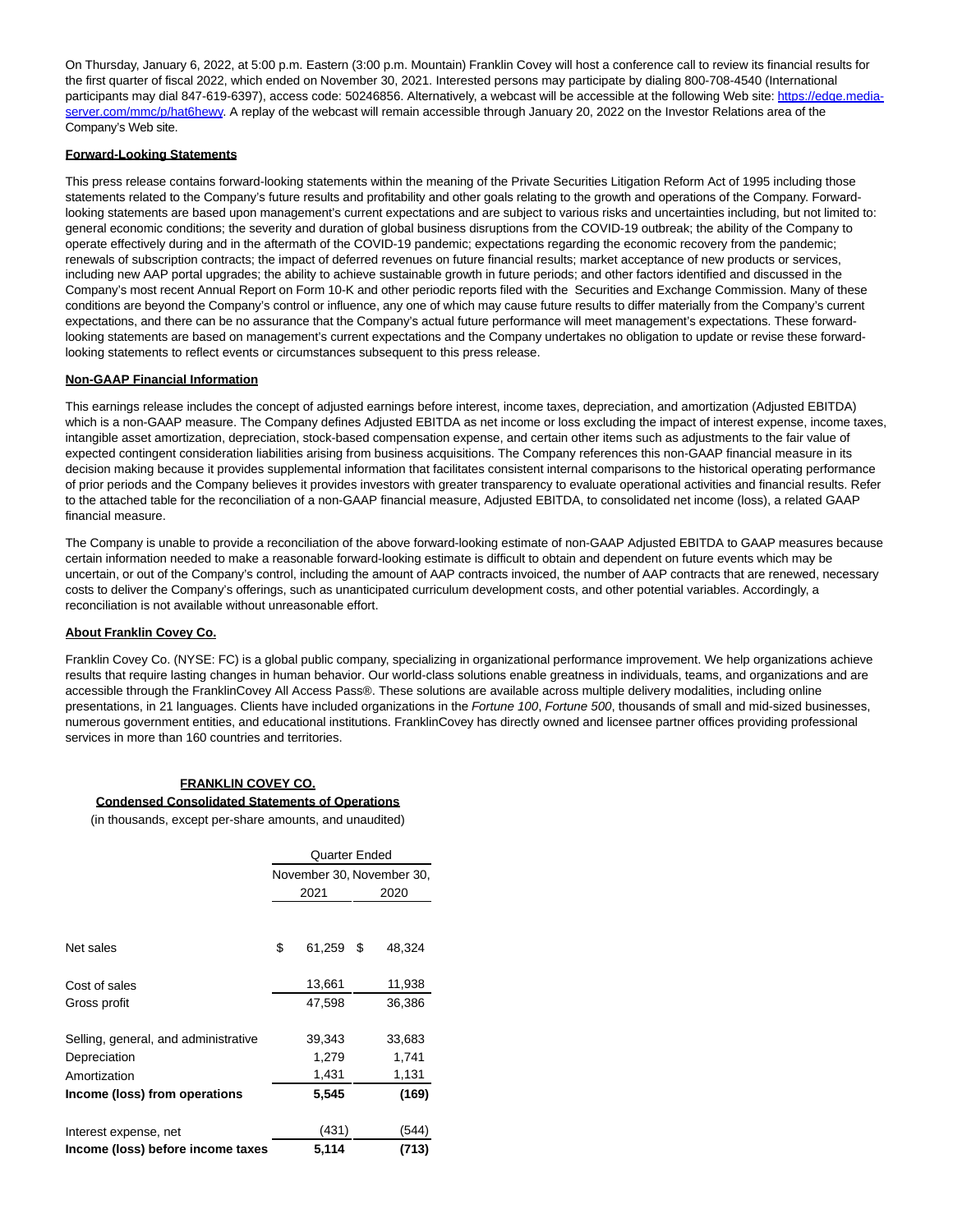On Thursday, January 6, 2022, at 5:00 p.m. Eastern (3:00 p.m. Mountain) Franklin Covey will host a conference call to review its financial results for the first quarter of fiscal 2022, which ended on November 30, 2021. Interested persons may participate by dialing 800-708-4540 (International participants may dial 847-619-6397), access code: 50246856. Alternatively, a webcast will be accessible at the following Web site: https://edge.media-server.com/mmc/p/hat6hewy. A replay of the webcast will remain accessible through January 20, 2022 on the Investor Relations area of the Company's Web site.

**Forward-Looking Statements**

This press release contains forward-looking statements within the meaning of the Private Securities Litigation Reform Act of 1995 including those statements related to the Company's future results and profitability and other goals relating to the growth and operations of the Company. Forward-looking statements are based upon management's current expectations and are subject to various risks and uncertainties including, but not limited to: general economic conditions; the severity and duration of global business disruptions from the COVID-19 outbreak; the ability of the Company to operate effectively during and in the aftermath of the COVID-19 pandemic; expectations regarding the economic recovery from the pandemic; renewals of subscription contracts; the impact of deferred revenues on future financial results; market acceptance of new products or services, including new AAP portal upgrades; the ability to achieve sustainable growth in future periods; and other factors identified and discussed in the Company's most recent Annual Report on Form 10-K and other periodic reports filed with the Securities and Exchange Commission. Many of these conditions are beyond the Company's control or influence, any one of which may cause future results to differ materially from the Company's current expectations, and there can be no assurance that the Company's actual future performance will meet management's expectations. These forward-looking statements are based on management's current expectations and the Company undertakes no obligation to update or revise these forward-looking statements to reflect events or circumstances subsequent to this press release.

**Non-GAAP Financial Information**

This earnings release includes the concept of adjusted earnings before interest, income taxes, depreciation, and amortization (Adjusted EBITDA) which is a non-GAAP measure. The Company defines Adjusted EBITDA as net income or loss excluding the impact of interest expense, income taxes, intangible asset amortization, depreciation, stock-based compensation expense, and certain other items such as adjustments to the fair value of expected contingent consideration liabilities arising from business acquisitions. The Company references this non-GAAP financial measure in its decision making because it provides supplemental information that facilitates consistent internal comparisons to the historical operating performance of prior periods and the Company believes it provides investors with greater transparency to evaluate operational activities and financial results. Refer to the attached table for the reconciliation of a non-GAAP financial measure, Adjusted EBITDA, to consolidated net income (loss), a related GAAP financial measure.

The Company is unable to provide a reconciliation of the above forward-looking estimate of non-GAAP Adjusted EBITDA to GAAP measures because certain information needed to make a reasonable forward-looking estimate is difficult to obtain and dependent on future events which may be uncertain, or out of the Company's control, including the amount of AAP contracts invoiced, the number of AAP contracts that are renewed, necessary costs to deliver the Company's offerings, such as unanticipated curriculum development costs, and other potential variables. Accordingly, a reconciliation is not available without unreasonable effort.

**About Franklin Covey Co.**

Franklin Covey Co. (NYSE: FC) is a global public company, specializing in organizational performance improvement. We help organizations achieve results that require lasting changes in human behavior. Our world-class solutions enable greatness in individuals, teams, and organizations and are accessible through the FranklinCovey All Access Pass®. These solutions are available across multiple delivery modalities, including online presentations, in 21 languages. Clients have included organizations in the *Fortune 100*, *Fortune 500*, thousands of small and mid-sized businesses, numerous government entities, and educational institutions. FranklinCovey has directly owned and licensee partner offices providing professional services in more than 160 countries and territories.

**FRANKLIN COVEY CO.**

**Condensed Consolidated Statements of Operations**

(in thousands, except per-share amounts, and unaudited)

| | Quarter Ended | |
|---|---|---|
| | November 30, 2021 | November 30, 2020 |
| Net sales | $ 61,259 | $ 48,324 |
| Cost of sales | 13,661 | 11,938 |
| Gross profit | 47,598 | 36,386 |
| Selling, general, and administrative | 39,343 | 33,683 |
| Depreciation | 1,279 | 1,741 |
| Amortization | 1,431 | 1,131 |
| **Income (loss) from operations** | **5,545** | **(169)** |
| Interest expense, net | (431) | (544) |
| **Income (loss) before income taxes** | **5,114** | **(713)** |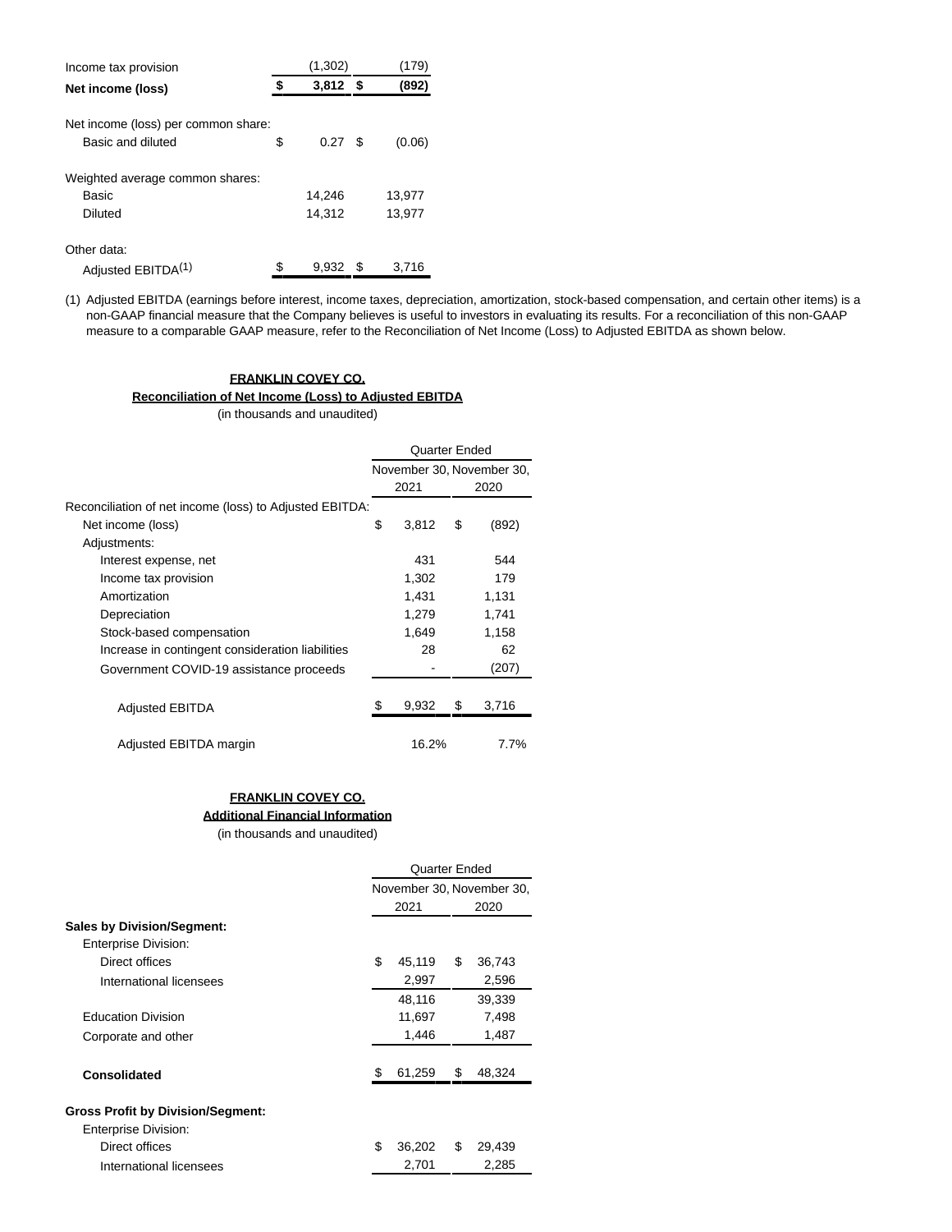| | | |
|---|---|---|
| Income tax provision | (1,302) | (179) |
| **Net income (loss)** | **$ 3,812** | **$ (892)** |
| | | |
| Net income (loss) per common share: | | |
| Basic and diluted | $ 0.27 | $ (0.06) |
| | | |
| Weighted average common shares: | | |
| Basic | 14,246 | 13,977 |
| Diluted | 14,312 | 13,977 |
| | | |
| Other data: | | |
| Adjusted EBITDA(1) | $ 9,932 | $ 3,716 |

(1) Adjusted EBITDA (earnings before interest, income taxes, depreciation, amortization, stock-based compensation, and certain other items) is a non-GAAP financial measure that the Company believes is useful to investors in evaluating its results. For a reconciliation of this non-GAAP measure to a comparable GAAP measure, refer to the Reconciliation of Net Income (Loss) to Adjusted EBITDA as shown below.

**FRANKLIN COVEY CO.**

**Reconciliation of Net Income (Loss) to Adjusted EBITDA**

(in thousands and unaudited)

| | Quarter Ended | |
|---|---|---|
| | November 30, 2021 | November 30, 2020 |
| Reconciliation of net income (loss) to Adjusted EBITDA: | | |
| Net income (loss) | $ 3,812 | $ (892) |
| Adjustments: | | |
| Interest expense, net | 431 | 544 |
| Income tax provision | 1,302 | 179 |
| Amortization | 1,431 | 1,131 |
| Depreciation | 1,279 | 1,741 |
| Stock-based compensation | 1,649 | 1,158 |
| Increase in contingent consideration liabilities | 28 | 62 |
| Government COVID-19 assistance proceeds | - | (207) |
| Adjusted EBITDA | $ 9,932 | $ 3,716 |
| Adjusted EBITDA margin | 16.2% | 7.7% |

**FRANKLIN COVEY CO.**

**Additional Financial Information**

(in thousands and unaudited)

| | Quarter Ended | |
|---|---|---|
| | November 30, 2021 | November 30, 2020 |
| **Sales by Division/Segment:** | | |
| Enterprise Division: | | |
| Direct offices | $ 45,119 | $ 36,743 |
| International licensees | 2,997 | 2,596 |
| | 48,116 | 39,339 |
| Education Division | 11,697 | 7,498 |
| Corporate and other | 1,446 | 1,487 |
| **Consolidated** | $ 61,259 | $ 48,324 |
| **Gross Profit by Division/Segment:** | | |
| Enterprise Division: | | |
| Direct offices | $ 36,202 | $ 29,439 |
| International licensees | 2,701 | 2,285 |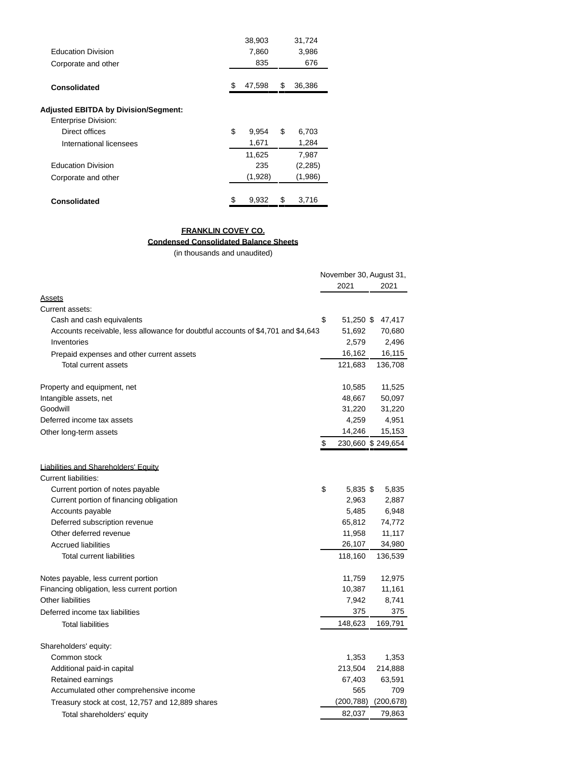| | | |
|---|---|---|
| | 38,903 | 31,724 |
| Education Division | 7,860 | 3,986 |
| Corporate and other | 835 | 676 |
| **Consolidated** | $ 47,598 | $ 36,386 |
| **Adjusted EBITDA by Division/Segment:** | | |
| Enterprise Division: | | |
| Direct offices | $ 9,954 | $ 6,703 |
| International licensees | 1,671 | 1,284 |
| | 11,625 | 7,987 |
| Education Division | 235 | (2,285) |
| Corporate and other | (1,928) | (1,986) |
| **Consolidated** | $ 9,932 | $ 3,716 |

**FRANKLIN COVEY CO.**

**Condensed Consolidated Balance Sheets**

(in thousands and unaudited)

| | November 30, 2021 | August 31, 2021 |
|---|---|---|
| Assets | | |
| Current assets: | | |
| Cash and cash equivalents | $ 51,250 | $ 47,417 |
| Accounts receivable, less allowance for doubtful accounts of $4,701 and $4,643 | 51,692 | 70,680 |
| Inventories | 2,579 | 2,496 |
| Prepaid expenses and other current assets | 16,162 | 16,115 |
| Total current assets | 121,683 | 136,708 |
| Property and equipment, net | 10,585 | 11,525 |
| Intangible assets, net | 48,667 | 50,097 |
| Goodwill | 31,220 | 31,220 |
| Deferred income tax assets | 4,259 | 4,951 |
| Other long-term assets | 14,246 | 15,153 |
| | $ 230,660 | $ 249,654 |
| Liabilities and Shareholders' Equity | | |
| Current liabilities: | | |
| Current portion of notes payable | $ 5,835 | $ 5,835 |
| Current portion of financing obligation | 2,963 | 2,887 |
| Accounts payable | 5,485 | 6,948 |
| Deferred subscription revenue | 65,812 | 74,772 |
| Other deferred revenue | 11,958 | 11,117 |
| Accrued liabilities | 26,107 | 34,980 |
| Total current liabilities | 118,160 | 136,539 |
| Notes payable, less current portion | 11,759 | 12,975 |
| Financing obligation, less current portion | 10,387 | 11,161 |
| Other liabilities | 7,942 | 8,741 |
| Deferred income tax liabilities | 375 | 375 |
| Total liabilities | 148,623 | 169,791 |
| Shareholders' equity: | | |
| Common stock | 1,353 | 1,353 |
| Additional paid-in capital | 213,504 | 214,888 |
| Retained earnings | 67,403 | 63,591 |
| Accumulated other comprehensive income | 565 | 709 |
| Treasury stock at cost, 12,757 and 12,889 shares | (200,788) | (200,678) |
| Total shareholders' equity | 82,037 | 79,863 |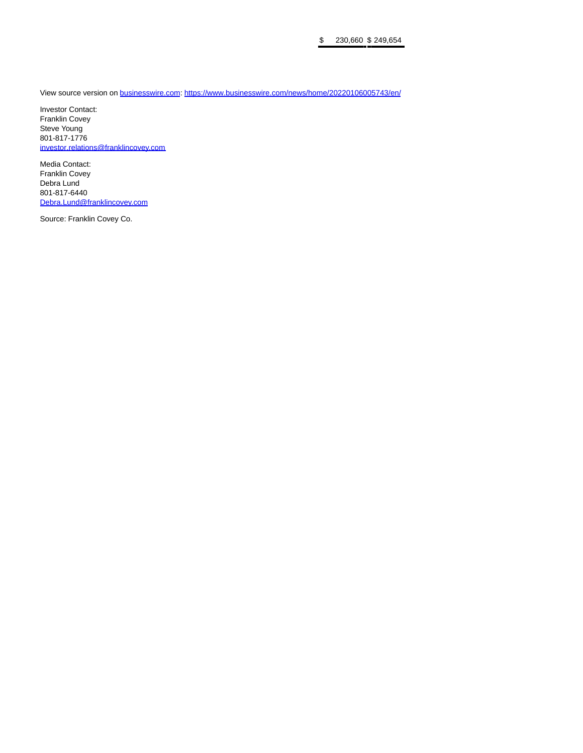| | |
|---|---|
| $ 230,660 | $ 249,654 |

View source version on businesswire.com: https://www.businesswire.com/news/home/20220106005743/en/

Investor Contact:
Franklin Covey
Steve Young
801-817-1776
investor.relations@franklincovey.com

Media Contact:
Franklin Covey
Debra Lund
801-817-6440
Debra.Lund@franklincovey.com

Source: Franklin Covey Co.